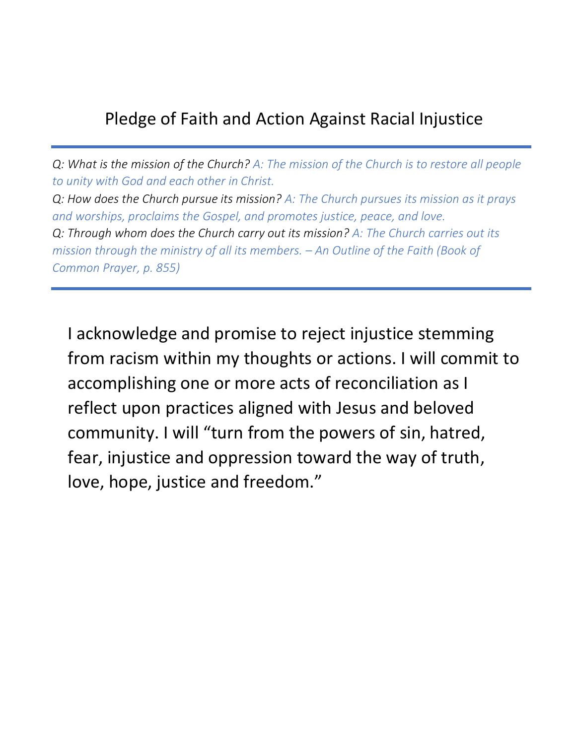# Pledge of Faith and Action Against Racial Injustice

---

*Q: What is the mission of the Church? A: The mission of the Church is to restore all people to unity with God and each other in Christ.*
*Q: How does the Church pursue its mission? A: The Church pursues its mission as it prays and worships, proclaims the Gospel, and promotes justice, peace, and love.*
*Q: Through whom does the Church carry out its mission? A: The Church carries out its mission through the ministry of all its members. – An Outline of the Faith (Book of Common Prayer, p. 855)*

---

I acknowledge and promise to reject injustice stemming from racism within my thoughts or actions. I will commit to accomplishing one or more acts of reconciliation as I reflect upon practices aligned with Jesus and beloved community. I will "turn from the powers of sin, hatred, fear, injustice and oppression toward the way of truth, love, hope, justice and freedom."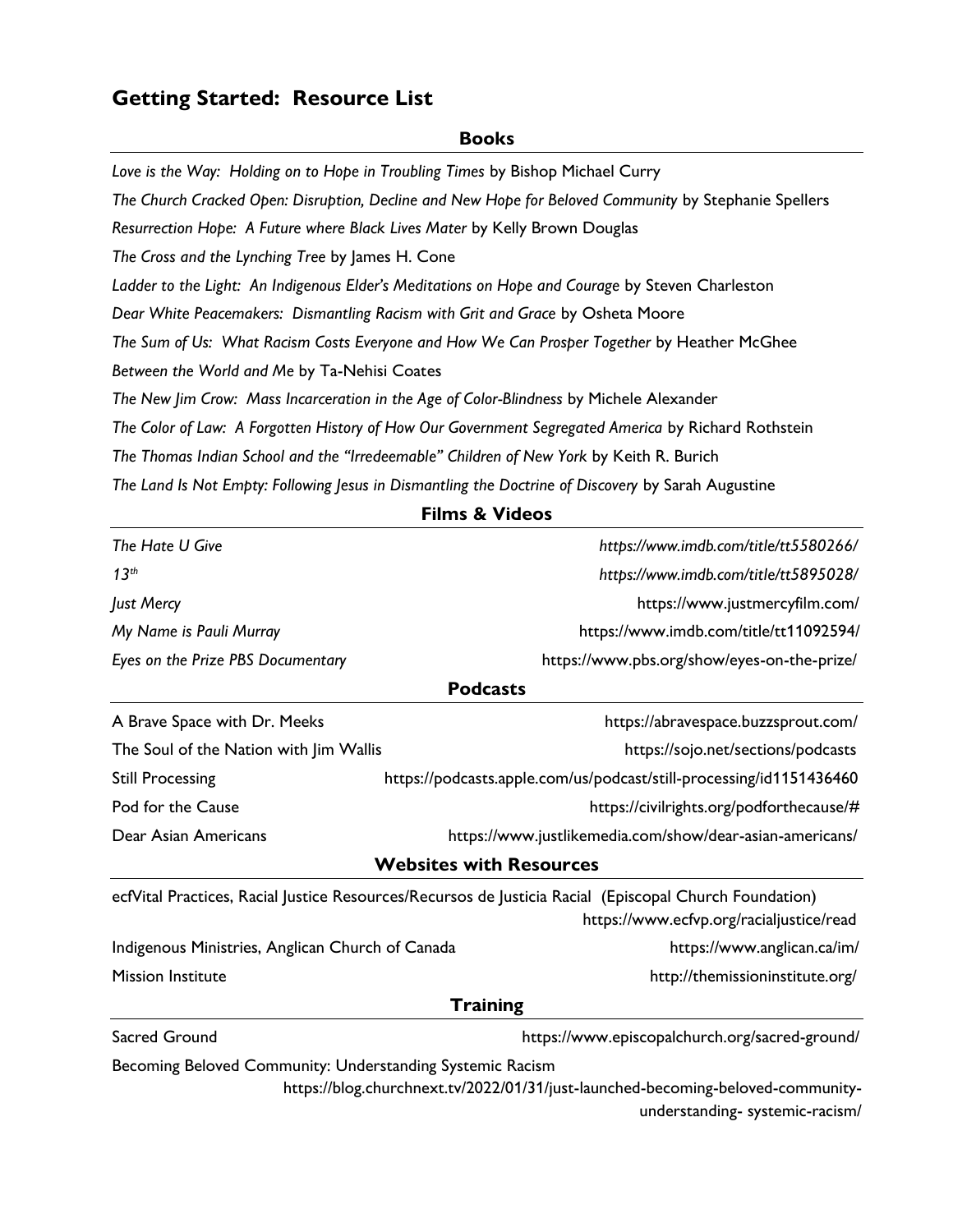## Getting Started: Resource List

### Books

*Love is the Way: Holding on to Hope in Troubling Times* by Bishop Michael Curry

*The Church Cracked Open: Disruption, Decline and New Hope for Beloved Community* by Stephanie Spellers

*Resurrection Hope: A Future where Black Lives Mater* by Kelly Brown Douglas

*The Cross and the Lynching Tree* by James H. Cone

*Ladder to the Light: An Indigenous Elder's Meditations on Hope and Courage* by Steven Charleston

*Dear White Peacemakers: Dismantling Racism with Grit and Grace* by Osheta Moore

*The Sum of Us: What Racism Costs Everyone and How We Can Prosper Together* by Heather McGhee

*Between the World and Me* by Ta-Nehisi Coates

*The New Jim Crow: Mass Incarceration in the Age of Color-Blindness* by Michele Alexander

*The Color of Law: A Forgotten History of How Our Government Segregated America* by Richard Rothstein

*The Thomas Indian School and the "Irredeemable" Children of New York* by Keith R. Burich

*The Land Is Not Empty: Following Jesus in Dismantling the Doctrine of Discovery* by Sarah Augustine

### Films & Videos

| | |
|---|---|
| *The Hate U Give* | *https://www.imdb.com/title/tt5580266/* |
| *13th* | *https://www.imdb.com/title/tt5895028/* |
| *Just Mercy* | https://www.justmercyfilm.com/ |
| *My Name is Pauli Murray* | https://www.imdb.com/title/tt11092594/ |
| *Eyes on the Prize PBS Documentary* | https://www.pbs.org/show/eyes-on-the-prize/ |

### Podcasts

| | |
|---|---|
| A Brave Space with Dr. Meeks | https://abravespace.buzzsprout.com/ |
| The Soul of the Nation with Jim Wallis | https://sojo.net/sections/podcasts |
| Still Processing | https://podcasts.apple.com/us/podcast/still-processing/id1151436460 |
| Pod for the Cause | https://civilrights.org/podforthecause/# |
| Dear Asian Americans | https://www.justlikemedia.com/show/dear-asian-americans/ |

### Websites with Resources

ecfVital Practices, Racial Justice Resources/Recursos de Justicia Racial (Episcopal Church Foundation)
https://www.ecfvp.org/racialjustice/read

| | |
|---|---|
| Indigenous Ministries, Anglican Church of Canada | https://www.anglican.ca/im/ |
| Mission Institute | http://themissioninstitute.org/ |

### Training

| | |
|---|---|
| Sacred Ground | https://www.episcopalchurch.org/sacred-ground/ |

Becoming Beloved Community: Understanding Systemic Racism
https://blog.churchnext.tv/2022/01/31/just-launched-becoming-beloved-community-understanding- systemic-racism/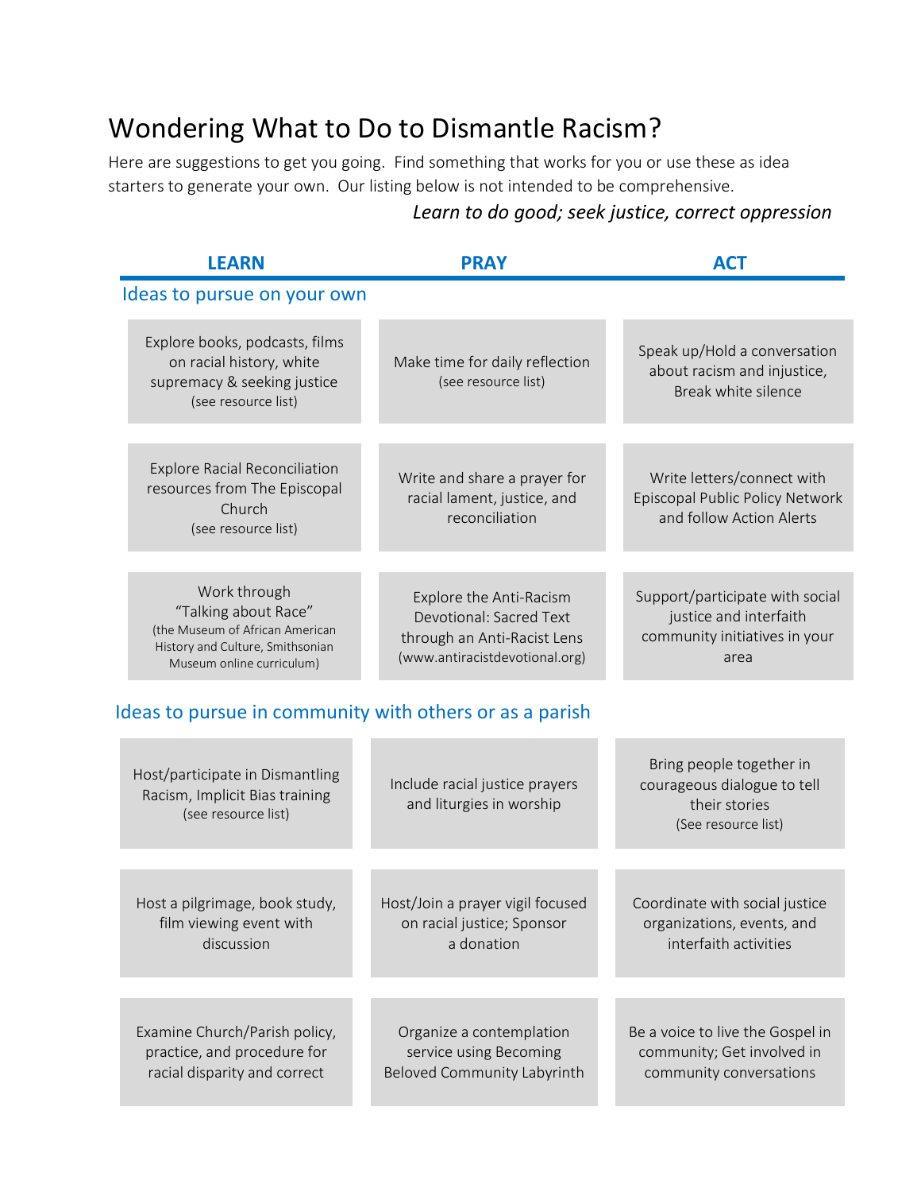# Wondering What to Do to Dismantle Racism?

Here are suggestions to get you going. Find something that works for you or use these as idea starters to generate your own. Our listing below is not intended to be comprehensive.

*Learn to do good; seek justice, correct oppression*

## Ideas to pursue on your own

| LEARN | PRAY | ACT |
|---|---|---|
| Explore books, podcasts, films on racial history, white supremacy & seeking justice (see resource list) | Make time for daily reflection (see resource list) | Speak up/Hold a conversation about racism and injustice, Break white silence |
| Explore Racial Reconciliation resources from The Episcopal Church (see resource list) | Write and share a prayer for racial lament, justice, and reconciliation | Write letters/connect with Episcopal Public Policy Network and follow Action Alerts |
| Work through "Talking about Race" (the Museum of African American History and Culture, Smithsonian Museum online curriculum) | Explore the Anti-Racism Devotional: Sacred Text through an Anti-Racist Lens (www.antiracistdevotional.org) | Support/participate with social justice and interfaith community initiatives in your area |

## Ideas to pursue in community with others or as a parish

| LEARN | PRAY | ACT |
|---|---|---|
| Host/participate in Dismantling Racism, Implicit Bias training (see resource list) | Include racial justice prayers and liturgies in worship | Bring people together in courageous dialogue to tell their stories (See resource list) |
| Host a pilgrimage, book study, film viewing event with discussion | Host/Join a prayer vigil focused on racial justice; Sponsor a donation | Coordinate with social justice organizations, events, and interfaith activities |
| Examine Church/Parish policy, practice, and procedure for racial disparity and correct | Organize a contemplation service using Becoming Beloved Community Labyrinth | Be a voice to live the Gospel in community; Get involved in community conversations |